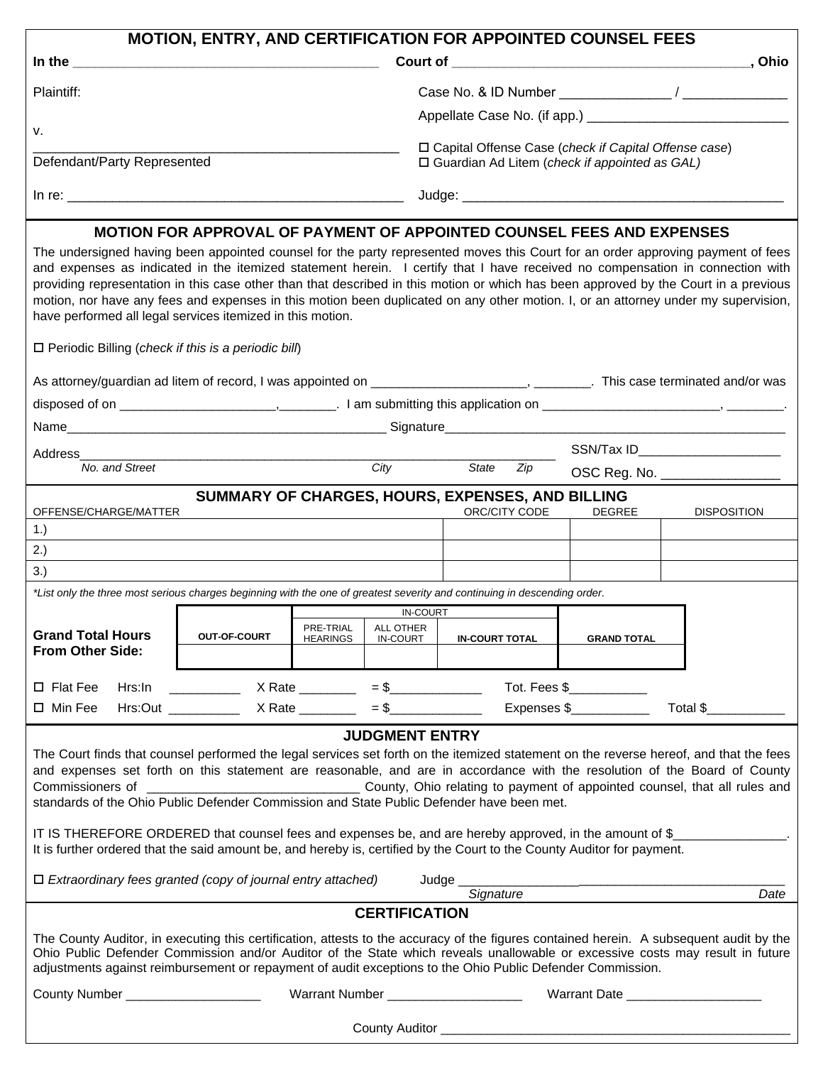# MOTION, ENTRY, AND CERTIFICATION FOR APPOINTED COUNSEL FEES

**In the** ________________________________________ **Court of** ________________________________________**, Ohio**

Plaintiff:

Case No. & ID Number _______________ / ______________

Appellate Case No. (if app.) ____________________________

v.

☐ Capital Offense Case (*check if Capital Offense case*)
☐ Guardian Ad Litem (*check if appointed as GAL)*

__________________________________________________
Defendant/Party Represented

In re: ______________________________________________ Judge: ____________________________________________

## MOTION FOR APPROVAL OF PAYMENT OF APPOINTED COUNSEL FEES AND EXPENSES

The undersigned having been appointed counsel for the party represented moves this Court for an order approving payment of fees and expenses as indicated in the itemized statement herein. I certify that I have received no compensation in connection with providing representation in this case other than that described in this motion or which has been approved by the Court in a previous motion, nor have any fees and expenses in this motion been duplicated on any other motion. I, or an attorney under my supervision, have performed all legal services itemized in this motion.

☐ Periodic Billing (*check if this is a periodic bill*)

As attorney/guardian ad litem of record, I was appointed on _____________________, ________. This case terminated and/or was disposed of on _____________________,________. I am submitting this application on ________________________, ________.

Name______________________________________________ Signature__________________________________________________

Address_________________________________________________________________ SSN/Tax ID____________________
*No. and Street* *City* *State* *Zip* OSC Reg. No. ________________

## SUMMARY OF CHARGES, HOURS, EXPENSES, AND BILLING

| OFFENSE/CHARGE/MATTER | ORC/CITY CODE | DEGREE | DISPOSITION |
|---|---|---|---|
| 1.) | | | |
| 2.) | | | |
| 3.) | | | |

*\*List only the three most serious charges beginning with the one of greatest severity and continuing in descending order.*

| | OUT-OF-COURT | IN-COURT | | | GRAND TOTAL |
|---|---|---|---|---|---|
| | | PRE-TRIAL HEARINGS | ALL OTHER IN-COURT | IN-COURT TOTAL | |
| **Grand Total Hours From Other Side:** | | | | | |

☐ Flat Fee Hrs:In __________ X Rate ________ = $_____________ Tot. Fees $___________

☐ Min Fee Hrs:Out __________ X Rate ________ = $_____________ Expenses $___________ Total $___________

## JUDGMENT ENTRY

The Court finds that counsel performed the legal services set forth on the itemized statement on the reverse hereof, and that the fees and expenses set forth on this statement are reasonable, and are in accordance with the resolution of the Board of County Commissioners of _____________________________ County, Ohio relating to payment of appointed counsel, that all rules and standards of the Ohio Public Defender Commission and State Public Defender have been met.

IT IS THEREFORE ORDERED that counsel fees and expenses be, and are hereby approved, in the amount of $________________. It is further ordered that the said amount be, and hereby is, certified by the Court to the County Auditor for payment.

☐ *Extraordinary fees granted (copy of journal entry attached)* Judge ______________________________________________
*Signature* *Date*

## CERTIFICATION

The County Auditor, in executing this certification, attests to the accuracy of the figures contained herein. A subsequent audit by the Ohio Public Defender Commission and/or Auditor of the State which reveals unallowable or excessive costs may result in future adjustments against reimbursement or repayment of audit exceptions to the Ohio Public Defender Commission.

County Number ___________________ Warrant Number ___________________ Warrant Date ___________________

County Auditor ___________________________________________________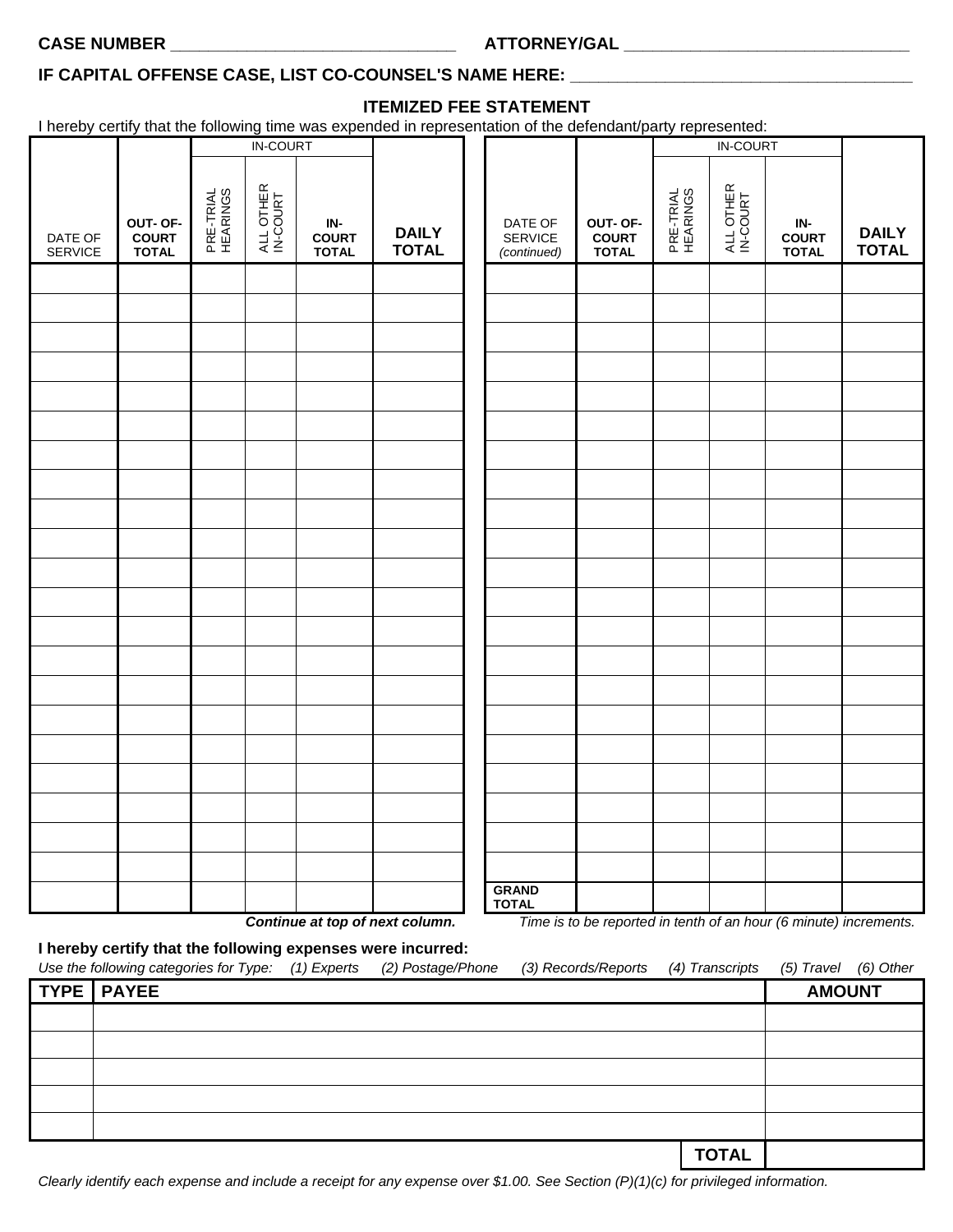**CASE NUMBER** _______________________________ **ATTORNEY/GAL** _______________________________

**IF CAPITAL OFFENSE CASE, LIST CO-COUNSEL'S NAME HERE:** _____________________________________

## ITEMIZED FEE STATEMENT

I hereby certify that the following time was expended in representation of the defendant/party represented:

| | | IN-COURT | | | | | | IN-COURT | | | |
|---|---|---|---|---|---|---|---|---|---|---|---|
| DATE OF SERVICE | **OUT- OF-COURT TOTAL** | PRE-TRIAL HEARINGS | ALL OTHER IN-COURT | **IN-COURT TOTAL** | **DAILY TOTAL** | DATE OF SERVICE *(continued)* | **OUT- OF-COURT TOTAL** | PRE-TRIAL HEARINGS | ALL OTHER IN-COURT | **IN-COURT TOTAL** | **DAILY TOTAL** |
| | | | | | | | | | | | |
| | | | | | | | | | | | |
| | | | | | | | | | | | |
| | | | | | | | | | | | |
| | | | | | | | | | | | |
| | | | | | | | | | | | |
| | | | | | | | | | | | |
| | | | | | | | | | | | |
| | | | | | | | | | | | |
| | | | | | | | | | | | |
| | | | | | | | | | | | |
| | | | | | | | | | | | |
| | | | | | | | | | | | |
| | | | | | | | | | | | |
| | | | | | | | | | | | |
| | | | | | | | | | | | |
| | | | | | | | | | | | |
| | | | | | | | | | | | |
| | | | | | | | | | | | |
| | | | | | | | | | | | |
| | | | | | | | | | | | |
| | | | | | | **GRAND TOTAL** | | | | | |

***Continue at top of next column.*** *Time is to be reported in tenth of an hour (6 minute) increments.*

**I hereby certify that the following expenses were incurred:**

*Use the following categories for Type: (1) Experts (2) Postage/Phone (3) Records/Reports (4) Transcripts (5) Travel (6) Other*

| **TYPE** | **PAYEE** | **AMOUNT** |
|---|---|---|
| | | |
| | | |
| | | |
| | | |
| | | |
| | **TOTAL** | |

*Clearly identify each expense and include a receipt for any expense over $1.00. See Section (P)(1)(c) for privileged information.*